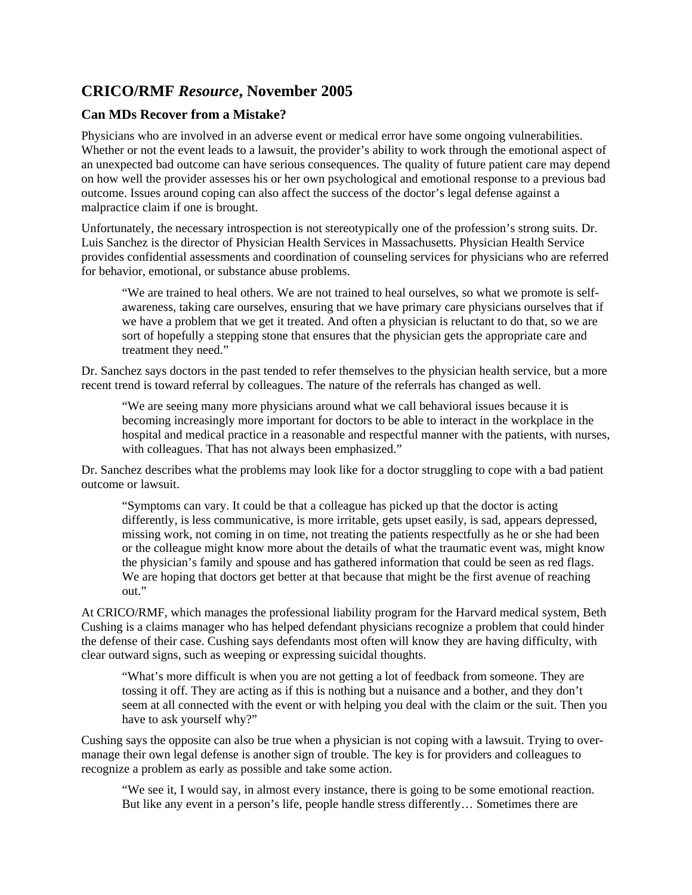## CRICO/RMF *Resource*, November 2005

### Can MDs Recover from a Mistake?

Physicians who are involved in an adverse event or medical error have some ongoing vulnerabilities. Whether or not the event leads to a lawsuit, the provider's ability to work through the emotional aspect of an unexpected bad outcome can have serious consequences. The quality of future patient care may depend on how well the provider assesses his or her own psychological and emotional response to a previous bad outcome. Issues around coping can also affect the success of the doctor's legal defense against a malpractice claim if one is brought.

Unfortunately, the necessary introspection is not stereotypically one of the profession's strong suits. Dr. Luis Sanchez is the director of Physician Health Services in Massachusetts. Physician Health Service provides confidential assessments and coordination of counseling services for physicians who are referred for behavior, emotional, or substance abuse problems.

> "We are trained to heal others. We are not trained to heal ourselves, so what we promote is self-awareness, taking care ourselves, ensuring that we have primary care physicians ourselves that if we have a problem that we get it treated. And often a physician is reluctant to do that, so we are sort of hopefully a stepping stone that ensures that the physician gets the appropriate care and treatment they need."

Dr. Sanchez says doctors in the past tended to refer themselves to the physician health service, but a more recent trend is toward referral by colleagues. The nature of the referrals has changed as well.

> "We are seeing many more physicians around what we call behavioral issues because it is becoming increasingly more important for doctors to be able to interact in the workplace in the hospital and medical practice in a reasonable and respectful manner with the patients, with nurses, with colleagues. That has not always been emphasized."

Dr. Sanchez describes what the problems may look like for a doctor struggling to cope with a bad patient outcome or lawsuit.

> "Symptoms can vary. It could be that a colleague has picked up that the doctor is acting differently, is less communicative, is more irritable, gets upset easily, is sad, appears depressed, missing work, not coming in on time, not treating the patients respectfully as he or she had been or the colleague might know more about the details of what the traumatic event was, might know the physician's family and spouse and has gathered information that could be seen as red flags. We are hoping that doctors get better at that because that might be the first avenue of reaching out."

At CRICO/RMF, which manages the professional liability program for the Harvard medical system, Beth Cushing is a claims manager who has helped defendant physicians recognize a problem that could hinder the defense of their case. Cushing says defendants most often will know they are having difficulty, with clear outward signs, such as weeping or expressing suicidal thoughts.

> "What's more difficult is when you are not getting a lot of feedback from someone. They are tossing it off. They are acting as if this is nothing but a nuisance and a bother, and they don't seem at all connected with the event or with helping you deal with the claim or the suit. Then you have to ask yourself why?"

Cushing says the opposite can also be true when a physician is not coping with a lawsuit. Trying to over-manage their own legal defense is another sign of trouble. The key is for providers and colleagues to recognize a problem as early as possible and take some action.

> "We see it, I would say, in almost every instance, there is going to be some emotional reaction. But like any event in a person's life, people handle stress differently… Sometimes there are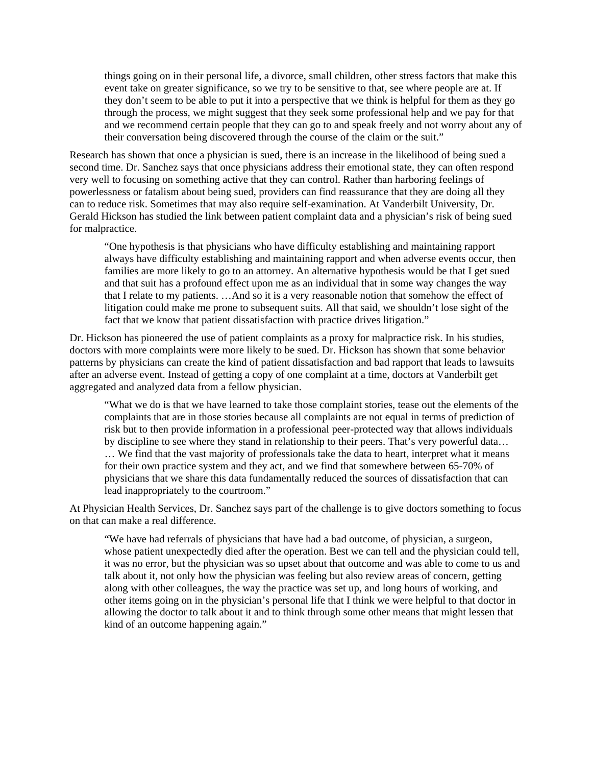> things going on in their personal life, a divorce, small children, other stress factors that make this event take on greater significance, so we try to be sensitive to that, see where people are at. If they don't seem to be able to put it into a perspective that we think is helpful for them as they go through the process, we might suggest that they seek some professional help and we pay for that and we recommend certain people that they can go to and speak freely and not worry about any of their conversation being discovered through the course of the claim or the suit."

Research has shown that once a physician is sued, there is an increase in the likelihood of being sued a second time. Dr. Sanchez says that once physicians address their emotional state, they can often respond very well to focusing on something active that they can control. Rather than harboring feelings of powerlessness or fatalism about being sued, providers can find reassurance that they are doing all they can to reduce risk. Sometimes that may also require self-examination. At Vanderbilt University, Dr. Gerald Hickson has studied the link between patient complaint data and a physician's risk of being sued for malpractice.

> "One hypothesis is that physicians who have difficulty establishing and maintaining rapport always have difficulty establishing and maintaining rapport and when adverse events occur, then families are more likely to go to an attorney. An alternative hypothesis would be that I get sued and that suit has a profound effect upon me as an individual that in some way changes the way that I relate to my patients. …And so it is a very reasonable notion that somehow the effect of litigation could make me prone to subsequent suits. All that said, we shouldn't lose sight of the fact that we know that patient dissatisfaction with practice drives litigation."

Dr. Hickson has pioneered the use of patient complaints as a proxy for malpractice risk. In his studies, doctors with more complaints were more likely to be sued. Dr. Hickson has shown that some behavior patterns by physicians can create the kind of patient dissatisfaction and bad rapport that leads to lawsuits after an adverse event. Instead of getting a copy of one complaint at a time, doctors at Vanderbilt get aggregated and analyzed data from a fellow physician.

> "What we do is that we have learned to take those complaint stories, tease out the elements of the complaints that are in those stories because all complaints are not equal in terms of prediction of risk but to then provide information in a professional peer-protected way that allows individuals by discipline to see where they stand in relationship to their peers. That's very powerful data… … We find that the vast majority of professionals take the data to heart, interpret what it means for their own practice system and they act, and we find that somewhere between 65-70% of physicians that we share this data fundamentally reduced the sources of dissatisfaction that can lead inappropriately to the courtroom."

At Physician Health Services, Dr. Sanchez says part of the challenge is to give doctors something to focus on that can make a real difference.

> "We have had referrals of physicians that have had a bad outcome, of physician, a surgeon, whose patient unexpectedly died after the operation. Best we can tell and the physician could tell, it was no error, but the physician was so upset about that outcome and was able to come to us and talk about it, not only how the physician was feeling but also review areas of concern, getting along with other colleagues, the way the practice was set up, and long hours of working, and other items going on in the physician's personal life that I think we were helpful to that doctor in allowing the doctor to talk about it and to think through some other means that might lessen that kind of an outcome happening again."